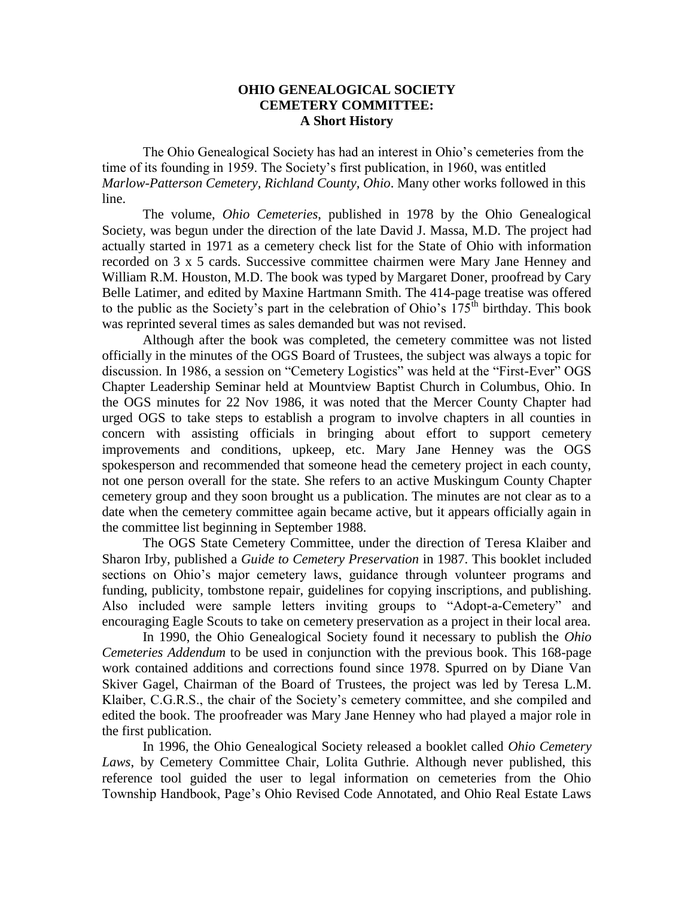# OHIO GENEALOGICAL SOCIETY CEMETERY COMMITTEE: A Short History

The Ohio Genealogical Society has had an interest in Ohio's cemeteries from the time of its founding in 1959. The Society's first publication, in 1960, was entitled *Marlow-Patterson Cemetery, Richland County, Ohio*. Many other works followed in this line.

The volume, *Ohio Cemeteries*, published in 1978 by the Ohio Genealogical Society, was begun under the direction of the late David J. Massa, M.D. The project had actually started in 1971 as a cemetery check list for the State of Ohio with information recorded on 3 x 5 cards. Successive committee chairmen were Mary Jane Henney and William R.M. Houston, M.D. The book was typed by Margaret Doner, proofread by Cary Belle Latimer, and edited by Maxine Hartmann Smith. The 414-page treatise was offered to the public as the Society's part in the celebration of Ohio's 175th birthday. This book was reprinted several times as sales demanded but was not revised.

Although after the book was completed, the cemetery committee was not listed officially in the minutes of the OGS Board of Trustees, the subject was always a topic for discussion. In 1986, a session on "Cemetery Logistics" was held at the "First-Ever" OGS Chapter Leadership Seminar held at Mountview Baptist Church in Columbus, Ohio. In the OGS minutes for 22 Nov 1986, it was noted that the Mercer County Chapter had urged OGS to take steps to establish a program to involve chapters in all counties in concern with assisting officials in bringing about effort to support cemetery improvements and conditions, upkeep, etc. Mary Jane Henney was the OGS spokesperson and recommended that someone head the cemetery project in each county, not one person overall for the state. She refers to an active Muskingum County Chapter cemetery group and they soon brought us a publication. The minutes are not clear as to a date when the cemetery committee again became active, but it appears officially again in the committee list beginning in September 1988.

The OGS State Cemetery Committee, under the direction of Teresa Klaiber and Sharon Irby, published a *Guide to Cemetery Preservation* in 1987. This booklet included sections on Ohio's major cemetery laws, guidance through volunteer programs and funding, publicity, tombstone repair, guidelines for copying inscriptions, and publishing. Also included were sample letters inviting groups to "Adopt-a-Cemetery" and encouraging Eagle Scouts to take on cemetery preservation as a project in their local area.

In 1990, the Ohio Genealogical Society found it necessary to publish the *Ohio Cemeteries Addendum* to be used in conjunction with the previous book. This 168-page work contained additions and corrections found since 1978. Spurred on by Diane Van Skiver Gagel, Chairman of the Board of Trustees, the project was led by Teresa L.M. Klaiber, C.G.R.S., the chair of the Society's cemetery committee, and she compiled and edited the book. The proofreader was Mary Jane Henney who had played a major role in the first publication.

In 1996, the Ohio Genealogical Society released a booklet called *Ohio Cemetery Laws*, by Cemetery Committee Chair, Lolita Guthrie. Although never published, this reference tool guided the user to legal information on cemeteries from the Ohio Township Handbook, Page's Ohio Revised Code Annotated, and Ohio Real Estate Laws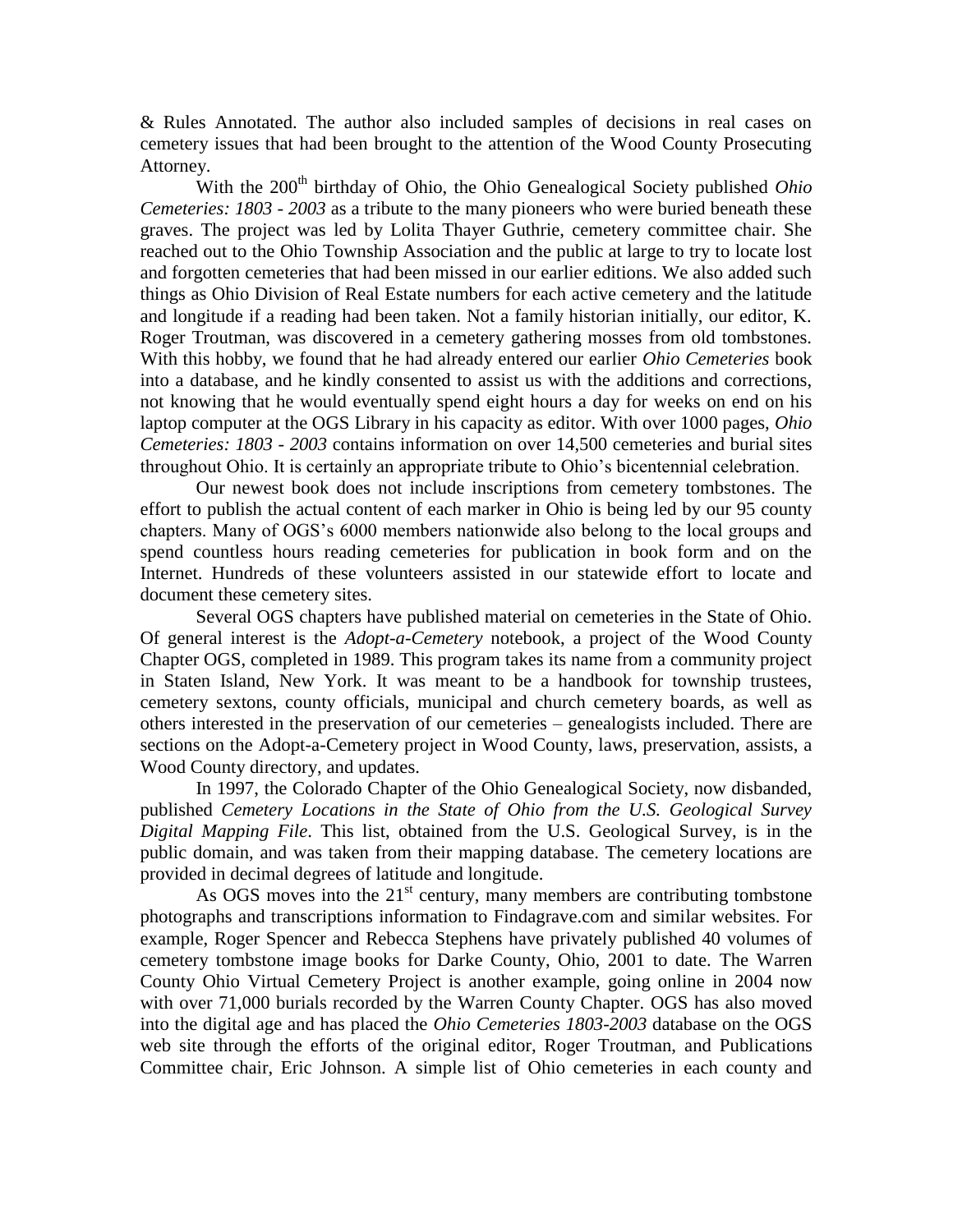& Rules Annotated. The author also included samples of decisions in real cases on cemetery issues that had been brought to the attention of the Wood County Prosecuting Attorney.

With the 200th birthday of Ohio, the Ohio Genealogical Society published *Ohio Cemeteries: 1803 - 2003* as a tribute to the many pioneers who were buried beneath these graves. The project was led by Lolita Thayer Guthrie, cemetery committee chair. She reached out to the Ohio Township Association and the public at large to try to locate lost and forgotten cemeteries that had been missed in our earlier editions. We also added such things as Ohio Division of Real Estate numbers for each active cemetery and the latitude and longitude if a reading had been taken. Not a family historian initially, our editor, K. Roger Troutman, was discovered in a cemetery gathering mosses from old tombstones. With this hobby, we found that he had already entered our earlier *Ohio Cemeteries* book into a database, and he kindly consented to assist us with the additions and corrections, not knowing that he would eventually spend eight hours a day for weeks on end on his laptop computer at the OGS Library in his capacity as editor. With over 1000 pages, *Ohio Cemeteries: 1803 - 2003* contains information on over 14,500 cemeteries and burial sites throughout Ohio. It is certainly an appropriate tribute to Ohio's bicentennial celebration.

Our newest book does not include inscriptions from cemetery tombstones. The effort to publish the actual content of each marker in Ohio is being led by our 95 county chapters. Many of OGS's 6000 members nationwide also belong to the local groups and spend countless hours reading cemeteries for publication in book form and on the Internet. Hundreds of these volunteers assisted in our statewide effort to locate and document these cemetery sites.

Several OGS chapters have published material on cemeteries in the State of Ohio. Of general interest is the *Adopt-a-Cemetery* notebook, a project of the Wood County Chapter OGS, completed in 1989. This program takes its name from a community project in Staten Island, New York. It was meant to be a handbook for township trustees, cemetery sextons, county officials, municipal and church cemetery boards, as well as others interested in the preservation of our cemeteries – genealogists included. There are sections on the Adopt-a-Cemetery project in Wood County, laws, preservation, assists, a Wood County directory, and updates.

In 1997, the Colorado Chapter of the Ohio Genealogical Society, now disbanded, published *Cemetery Locations in the State of Ohio from the U.S. Geological Survey Digital Mapping File*. This list, obtained from the U.S. Geological Survey, is in the public domain, and was taken from their mapping database. The cemetery locations are provided in decimal degrees of latitude and longitude.

As OGS moves into the 21st century, many members are contributing tombstone photographs and transcriptions information to Findagrave.com and similar websites. For example, Roger Spencer and Rebecca Stephens have privately published 40 volumes of cemetery tombstone image books for Darke County, Ohio, 2001 to date. The Warren County Ohio Virtual Cemetery Project is another example, going online in 2004 now with over 71,000 burials recorded by the Warren County Chapter. OGS has also moved into the digital age and has placed the *Ohio Cemeteries 1803-2003* database on the OGS web site through the efforts of the original editor, Roger Troutman, and Publications Committee chair, Eric Johnson. A simple list of Ohio cemeteries in each county and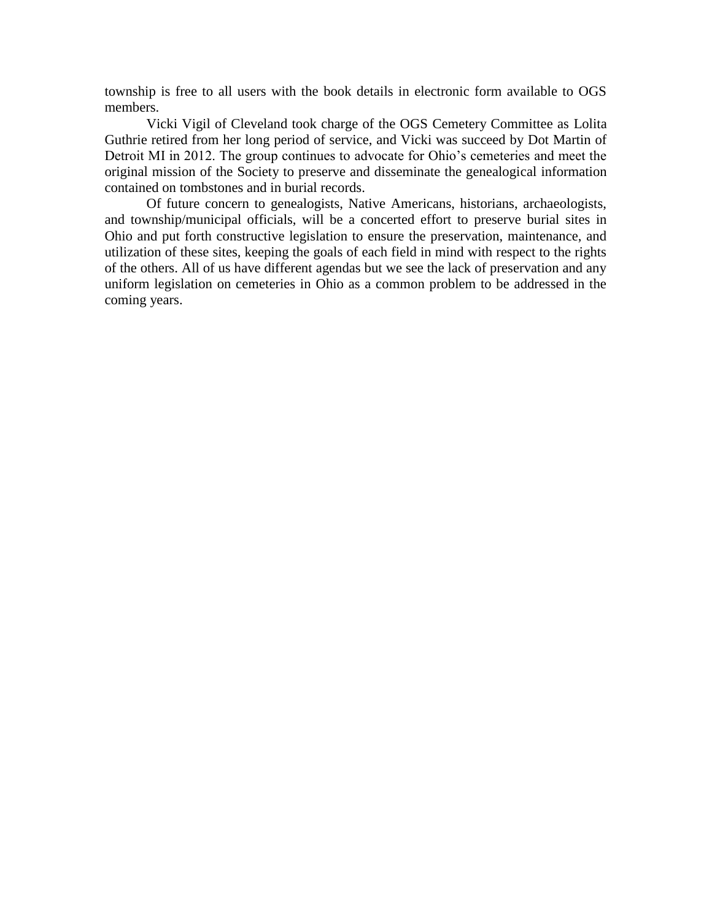township is free to all users with the book details in electronic form available to OGS members.

Vicki Vigil of Cleveland took charge of the OGS Cemetery Committee as Lolita Guthrie retired from her long period of service, and Vicki was succeed by Dot Martin of Detroit MI in 2012. The group continues to advocate for Ohio's cemeteries and meet the original mission of the Society to preserve and disseminate the genealogical information contained on tombstones and in burial records.

Of future concern to genealogists, Native Americans, historians, archaeologists, and township/municipal officials, will be a concerted effort to preserve burial sites in Ohio and put forth constructive legislation to ensure the preservation, maintenance, and utilization of these sites, keeping the goals of each field in mind with respect to the rights of the others. All of us have different agendas but we see the lack of preservation and any uniform legislation on cemeteries in Ohio as a common problem to be addressed in the coming years.